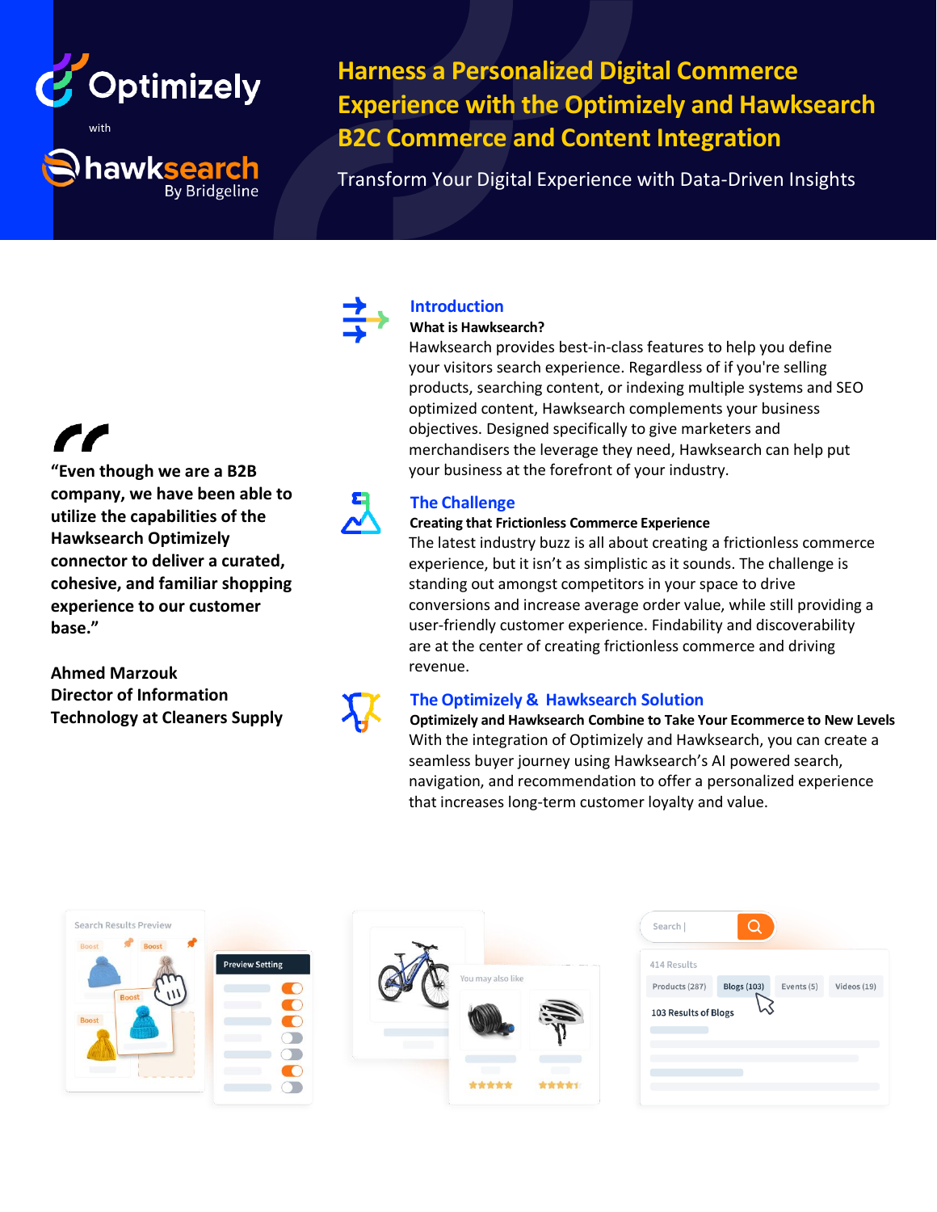Optimizely

with

hawksearch By Bridgeline

# Harness a Personalized Digital Commerce Experience with the Optimizely and Hawksearch B2C Commerce and Content Integration

Transform Your Digital Experience with Data-Driven Insights

> "Even though we are a B2B company, we have been able to utilize the capabilities of the Hawksearch Optimizely connector to deliver a curated, cohesive, and familiar shopping experience to our customer base."
>
> **Ahmed Marzouk**
> **Director of Information Technology at Cleaners Supply**

## Introduction

**What is Hawksearch?**

Hawksearch provides best-in-class features to help you define your visitors search experience. Regardless of if you're selling products, searching content, or indexing multiple systems and SEO optimized content, Hawksearch complements your business objectives. Designed specifically to give marketers and merchandisers the leverage they need, Hawksearch can help put your business at the forefront of your industry.

## The Challenge

**Creating that Frictionless Commerce Experience**

The latest industry buzz is all about creating a frictionless commerce experience, but it isn't as simplistic as it sounds. The challenge is standing out amongst competitors in your space to drive conversions and increase average order value, while still providing a user-friendly customer experience. Findability and discoverability are at the center of creating frictionless commerce and driving revenue.

## The Optimizely & Hawksearch Solution

**Optimizely and Hawksearch Combine to Take Your Ecommerce to New Levels**

With the integration of Optimizely and Hawksearch, you can create a seamless buyer journey using Hawksearch's AI powered search, navigation, and recommendation to offer a personalized experience that increases long-term customer loyalty and value.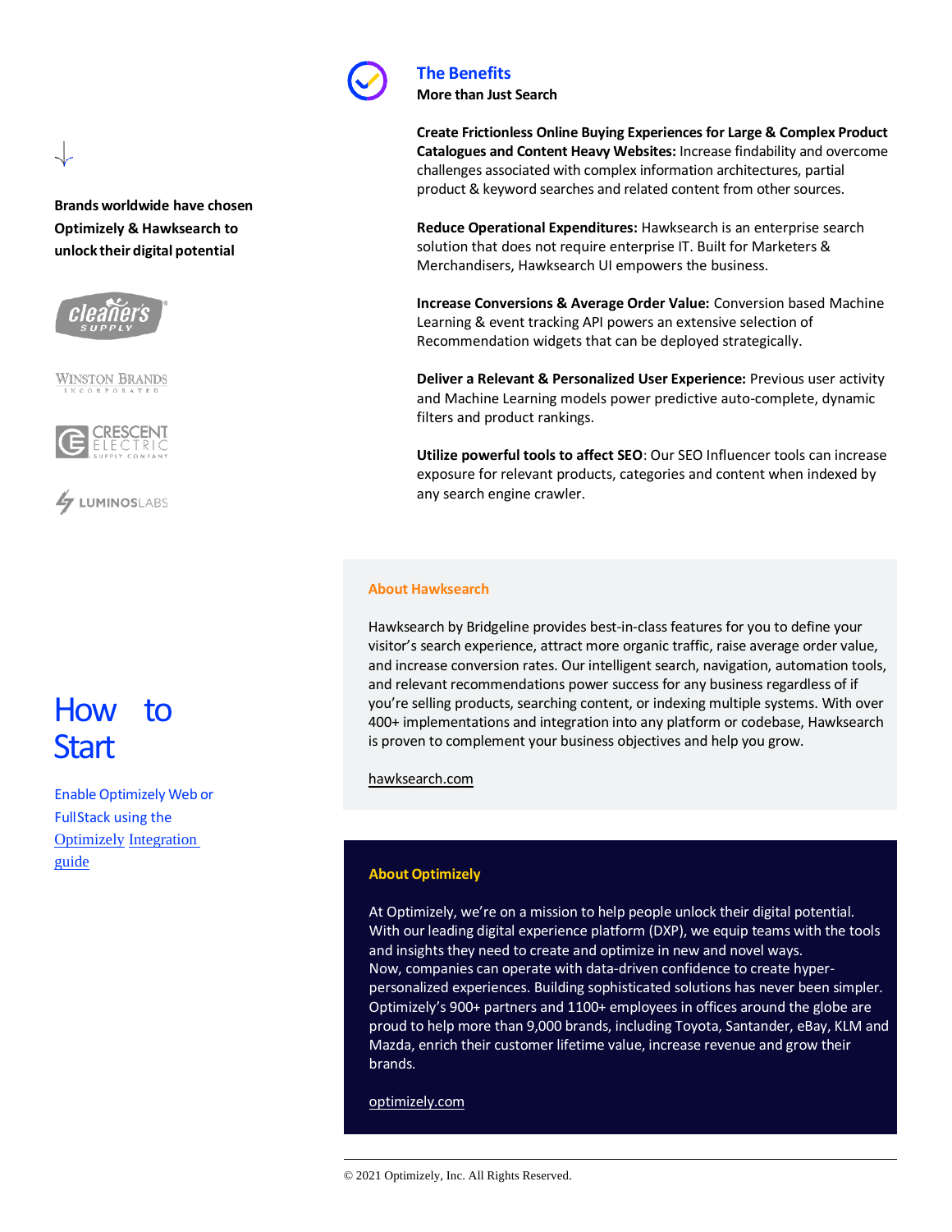Brands worldwide have chosen Optimizely & Hawksearch to unlock their digital potential

## How to Start

Enable Optimizely Web or FullStack using the Optimizely Integration guide

## The Benefits

**More than Just Search**

**Create Frictionless Online Buying Experiences for Large & Complex Product Catalogues and Content Heavy Websites:** Increase findability and overcome challenges associated with complex information architectures, partial product & keyword searches and related content from other sources.

**Reduce Operational Expenditures:** Hawksearch is an enterprise search solution that does not require enterprise IT. Built for Marketers & Merchandisers, Hawksearch UI empowers the business.

**Increase Conversions & Average Order Value:** Conversion based Machine Learning & event tracking API powers an extensive selection of Recommendation widgets that can be deployed strategically.

**Deliver a Relevant & Personalized User Experience:** Previous user activity and Machine Learning models power predictive auto-complete, dynamic filters and product rankings.

**Utilize powerful tools to affect SEO**: Our SEO Influencer tools can increase exposure for relevant products, categories and content when indexed by any search engine crawler.

### About Hawksearch

Hawksearch by Bridgeline provides best-in-class features for you to define your visitor's search experience, attract more organic traffic, raise average order value, and increase conversion rates. Our intelligent search, navigation, automation tools, and relevant recommendations power success for any business regardless of if you're selling products, searching content, or indexing multiple systems. With over 400+ implementations and integration into any platform or codebase, Hawksearch is proven to complement your business objectives and help you grow.

hawksearch.com

### About Optimizely

At Optimizely, we're on a mission to help people unlock their digital potential. With our leading digital experience platform (DXP), we equip teams with the tools and insights they need to create and optimize in new and novel ways. Now, companies can operate with data-driven confidence to create hyper-personalized experiences. Building sophisticated solutions has never been simpler. Optimizely's 900+ partners and 1100+ employees in offices around the globe are proud to help more than 9,000 brands, including Toyota, Santander, eBay, KLM and Mazda, enrich their customer lifetime value, increase revenue and grow their brands.

optimizely.com

© 2021 Optimizely, Inc. All Rights Reserved.